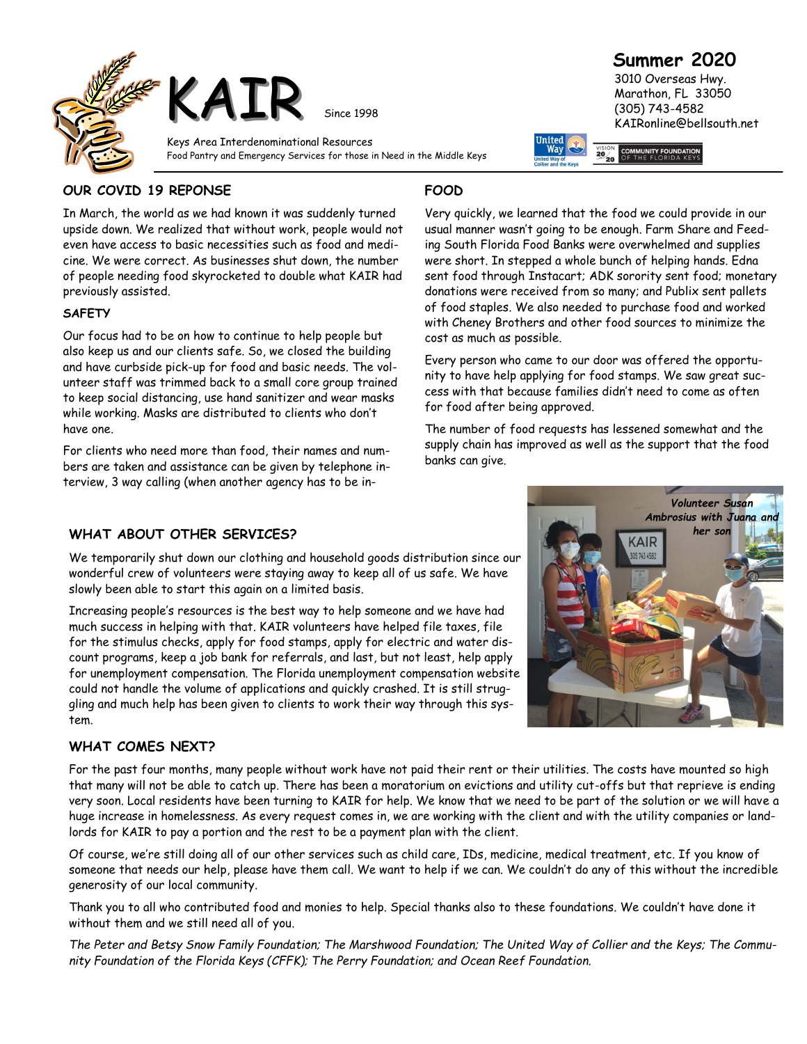# KAIR

Since 1998

Keys Area Interdenominational Resources
Food Pantry and Emergency Services for those in Need in the Middle Keys

**Summer 2020**
3010 Overseas Hwy.
Marathon, FL 33050
(305) 743-4582
KAIRonline@bellsouth.net

## OUR COVID 19 REPONSE

In March, the world as we had known it was suddenly turned upside down. We realized that without work, people would not even have access to basic necessities such as food and medicine. We were correct. As businesses shut down, the number of people needing food skyrocketed to double what KAIR had previously assisted.

### SAFETY

Our focus had to be on how to continue to help people but also keep us and our clients safe. So, we closed the building and have curbside pick-up for food and basic needs. The volunteer staff was trimmed back to a small core group trained to keep social distancing, use hand sanitizer and wear masks while working. Masks are distributed to clients who don't have one.

For clients who need more than food, their names and numbers are taken and assistance can be given by telephone interview, 3 way calling (when another agency has to be in-

## FOOD

Very quickly, we learned that the food we could provide in our usual manner wasn't going to be enough. Farm Share and Feeding South Florida Food Banks were overwhelmed and supplies were short. In stepped a whole bunch of helping hands. Edna sent food through Instacart; ADK sorority sent food; monetary donations were received from so many; and Publix sent pallets of food staples. We also needed to purchase food and worked with Cheney Brothers and other food sources to minimize the cost as much as possible.

Every person who came to our door was offered the opportunity to have help applying for food stamps. We saw great success with that because families didn't need to come as often for food after being approved.

The number of food requests has lessened somewhat and the supply chain has improved as well as the support that the food banks can give.

*Volunteer Susan Ambrosius with Juana and her son*

## WHAT ABOUT OTHER SERVICES?

We temporarily shut down our clothing and household goods distribution since our wonderful crew of volunteers were staying away to keep all of us safe. We have slowly been able to start this again on a limited basis.

Increasing people's resources is the best way to help someone and we have had much success in helping with that. KAIR volunteers have helped file taxes, file for the stimulus checks, apply for food stamps, apply for electric and water discount programs, keep a job bank for referrals, and last, but not least, help apply for unemployment compensation. The Florida unemployment compensation website could not handle the volume of applications and quickly crashed. It is still struggling and much help has been given to clients to work their way through this system.

## WHAT COMES NEXT?

For the past four months, many people without work have not paid their rent or their utilities. The costs have mounted so high that many will not be able to catch up. There has been a moratorium on evictions and utility cut-offs but that reprieve is ending very soon. Local residents have been turning to KAIR for help. We know that we need to be part of the solution or we will have a huge increase in homelessness. As every request comes in, we are working with the client and with the utility companies or landlords for KAIR to pay a portion and the rest to be a payment plan with the client.

Of course, we're still doing all of our other services such as child care, IDs, medicine, medical treatment, etc. If you know of someone that needs our help, please have them call. We want to help if we can. We couldn't do any of this without the incredible generosity of our local community.

Thank you to all who contributed food and monies to help. Special thanks also to these foundations. We couldn't have done it without them and we still need all of you.

*The Peter and Betsy Snow Family Foundation; The Marshwood Foundation; The United Way of Collier and the Keys; The Community Foundation of the Florida Keys (CFFK); The Perry Foundation; and Ocean Reef Foundation.*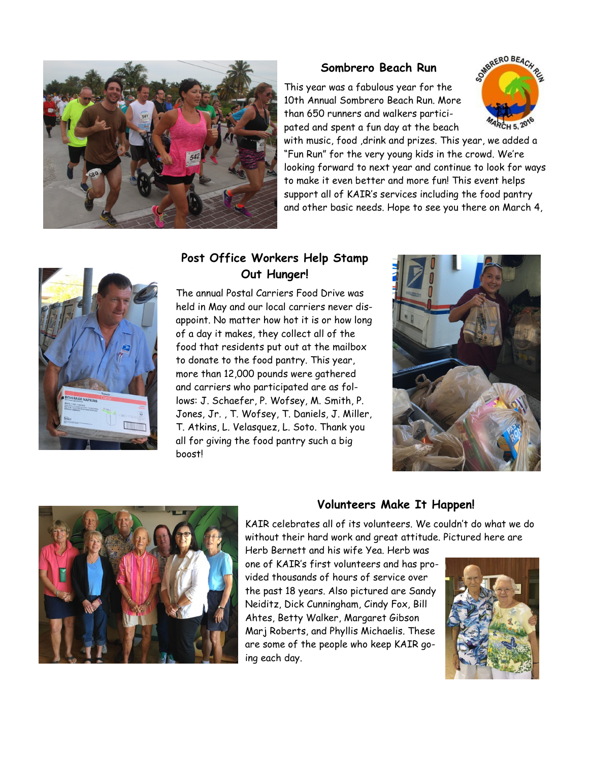## Sombrero Beach Run

This year was a fabulous year for the 10th Annual Sombrero Beach Run. More than 650 runners and walkers participated and spent a fun day at the beach with music, food ,drink and prizes. This year, we added a "Fun Run" for the very young kids in the crowd. We're looking forward to next year and continue to look for ways to make it even better and more fun! This event helps support all of KAIR's services including the food pantry and other basic needs. Hope to see you there on March 4,

## Post Office Workers Help Stamp Out Hunger!

The annual Postal Carriers Food Drive was held in May and our local carriers never disappoint. No matter how hot it is or how long of a day it makes, they collect all of the food that residents put out at the mailbox to donate to the food pantry. This year, more than 12,000 pounds were gathered and carriers who participated are as follows: J. Schaefer, P. Wofsey, M. Smith, P. Jones, Jr. , T. Wofsey, T. Daniels, J. Miller, T. Atkins, L. Velasquez, L. Soto. Thank you all for giving the food pantry such a big boost!

## Volunteers Make It Happen!

KAIR celebrates all of its volunteers. We couldn't do what we do without their hard work and great attitude. Pictured here are Herb Bernett and his wife Yea. Herb was one of KAIR's first volunteers and has provided thousands of hours of service over the past 18 years. Also pictured are Sandy Neiditz, Dick Cunningham, Cindy Fox, Bill Ahtes, Betty Walker, Margaret Gibson Marj Roberts, and Phyllis Michaelis. These are some of the people who keep KAIR going each day.